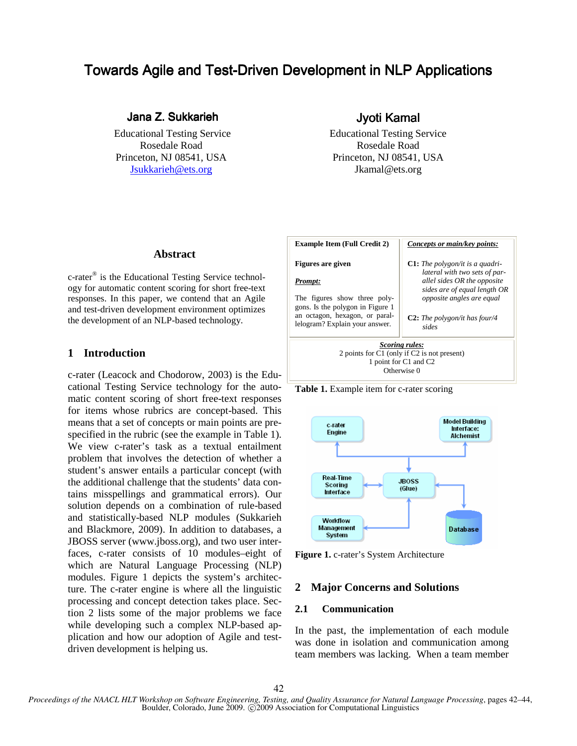# Towards Agile and Test-Driven Development in NLP Applications

**Jana Z. Sukkarieh**
Educational Testing Service
Rosedale Road
Princeton, NJ 08541, USA
Jsukkarieh@ets.org

**Jyoti Kamal**
Educational Testing Service
Rosedale Road
Princeton, NJ 08541, USA
Jkamal@ets.org

## Abstract

c-rater® is the Educational Testing Service technology for automatic content scoring for short free-text responses. In this paper, we contend that an Agile and test-driven development environment optimizes the development of an NLP-based technology.

## 1 Introduction

c-rater (Leacock and Chodorow, 2003) is the Educational Testing Service technology for the automatic content scoring of short free-text responses for items whose rubrics are concept-based. This means that a set of concepts or main points are prespecified in the rubric (see the example in Table 1). We view c-rater's task as a textual entailment problem that involves the detection of whether a student's answer entails a particular concept (with the additional challenge that the students' data contains misspellings and grammatical errors). Our solution depends on a combination of rule-based and statistically-based NLP modules (Sukkarieh and Blackmore, 2009). In addition to databases, a JBOSS server (www.jboss.org), and two user interfaces, c-rater consists of 10 modules–eight of which are Natural Language Processing (NLP) modules. Figure 1 depicts the system's architecture. The c-rater engine is where all the linguistic processing and concept detection takes place. Section 2 lists some of the major problems we face while developing such a complex NLP-based application and how our adoption of Agile and test-driven development is helping us.

| **Example Item (Full Credit 2)**<br><br>**Figures are given**<br><br>***Prompt:***<br><br>The figures show three polygons. Is the polygon in Figure 1 an octagon, hexagon, or parallelogram? Explain your answer. | ***Concepts or main/key points:***<br><br>**C1:** *The polygon/it is a quadrilateral with two sets of parallel sides OR the opposite sides are of equal length OR opposite angles are equal*<br><br>**C2:** *The polygon/it has four/4 sides* |
|---|---|
| ***Scoring rules:***<br>2 points for C1 (only if C2 is not present)<br>1 point for C1 and C2<br>Otherwise 0 | |

**Table 1.** Example item for c-rater scoring

**Figure 1.** c-rater's System Architecture

## 2 Major Concerns and Solutions

### 2.1 Communication

In the past, the implementation of each module was done in isolation and communication among team members was lacking. When a team member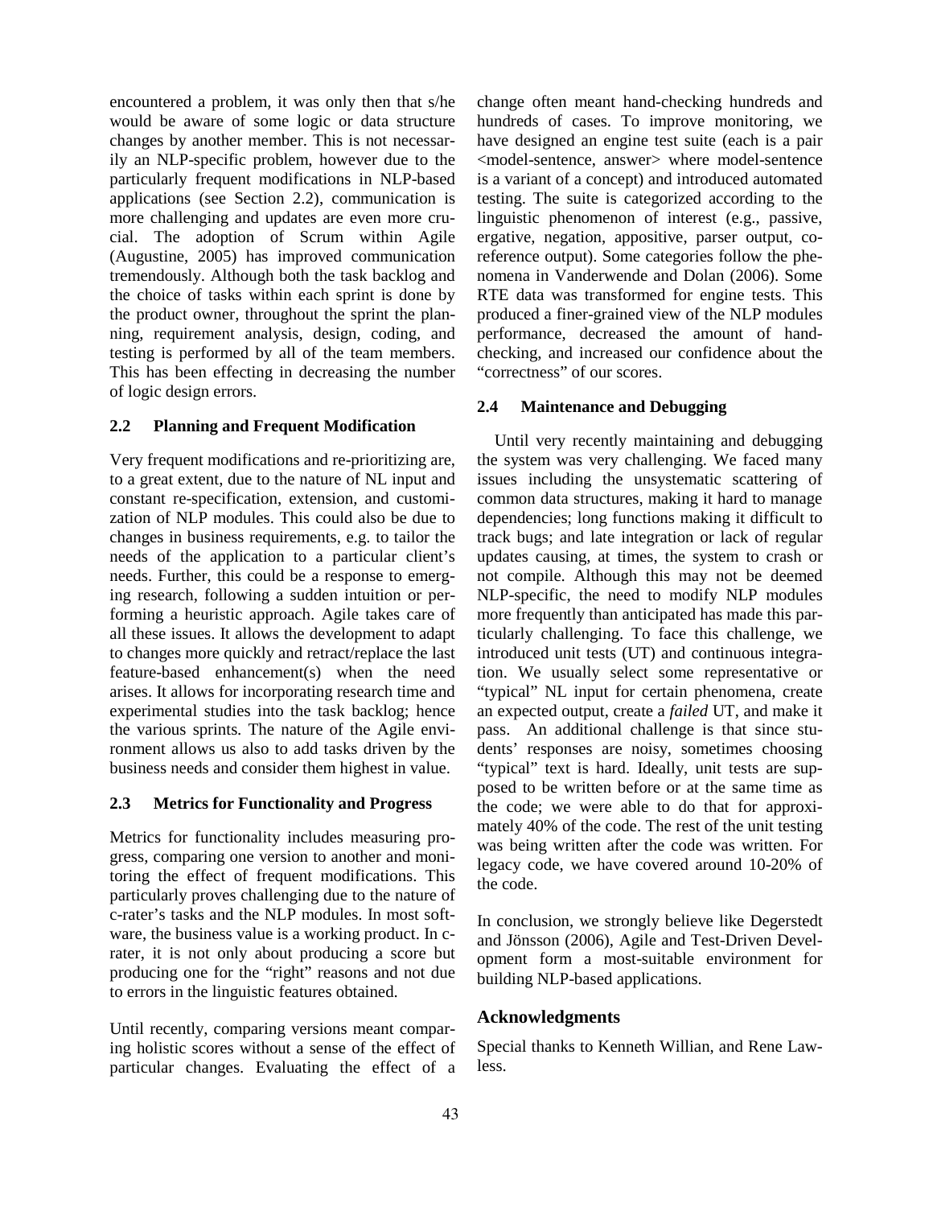encountered a problem, it was only then that s/he would be aware of some logic or data structure changes by another member. This is not necessarily an NLP-specific problem, however due to the particularly frequent modifications in NLP-based applications (see Section 2.2), communication is more challenging and updates are even more crucial. The adoption of Scrum within Agile (Augustine, 2005) has improved communication tremendously. Although both the task backlog and the choice of tasks within each sprint is done by the product owner, throughout the sprint the planning, requirement analysis, design, coding, and testing is performed by all of the team members. This has been effecting in decreasing the number of logic design errors.

### 2.2 Planning and Frequent Modification

Very frequent modifications and re-prioritizing are, to a great extent, due to the nature of NL input and constant re-specification, extension, and customization of NLP modules. This could also be due to changes in business requirements, e.g. to tailor the needs of the application to a particular client's needs. Further, this could be a response to emerging research, following a sudden intuition or performing a heuristic approach. Agile takes care of all these issues. It allows the development to adapt to changes more quickly and retract/replace the last feature-based enhancement(s) when the need arises. It allows for incorporating research time and experimental studies into the task backlog; hence the various sprints. The nature of the Agile environment allows us also to add tasks driven by the business needs and consider them highest in value.

### 2.3 Metrics for Functionality and Progress

Metrics for functionality includes measuring progress, comparing one version to another and monitoring the effect of frequent modifications. This particularly proves challenging due to the nature of c-rater's tasks and the NLP modules. In most software, the business value is a working product. In c-rater, it is not only about producing a score but producing one for the "right" reasons and not due to errors in the linguistic features obtained.

Until recently, comparing versions meant comparing holistic scores without a sense of the effect of particular changes. Evaluating the effect of a change often meant hand-checking hundreds and hundreds of cases. To improve monitoring, we have designed an engine test suite (each is a pair <model-sentence, answer> where model-sentence is a variant of a concept) and introduced automated testing. The suite is categorized according to the linguistic phenomenon of interest (e.g., passive, ergative, negation, appositive, parser output, co-reference output). Some categories follow the phenomena in Vanderwende and Dolan (2006). Some RTE data was transformed for engine tests. This produced a finer-grained view of the NLP modules performance, decreased the amount of hand-checking, and increased our confidence about the "correctness" of our scores.

### 2.4 Maintenance and Debugging

Until very recently maintaining and debugging the system was very challenging. We faced many issues including the unsystematic scattering of common data structures, making it hard to manage dependencies; long functions making it difficult to track bugs; and late integration or lack of regular updates causing, at times, the system to crash or not compile. Although this may not be deemed NLP-specific, the need to modify NLP modules more frequently than anticipated has made this particularly challenging. To face this challenge, we introduced unit tests (UT) and continuous integration. We usually select some representative or "typical" NL input for certain phenomena, create an expected output, create a *failed* UT, and make it pass. An additional challenge is that since students' responses are noisy, sometimes choosing "typical" text is hard. Ideally, unit tests are supposed to be written before or at the same time as the code; we were able to do that for approximately 40% of the code. The rest of the unit testing was being written after the code was written. For legacy code, we have covered around 10-20% of the code.

In conclusion, we strongly believe like Degerstedt and Jönsson (2006), Agile and Test-Driven Development form a most-suitable environment for building NLP-based applications.

## Acknowledgments

Special thanks to Kenneth Willian, and Rene Lawless.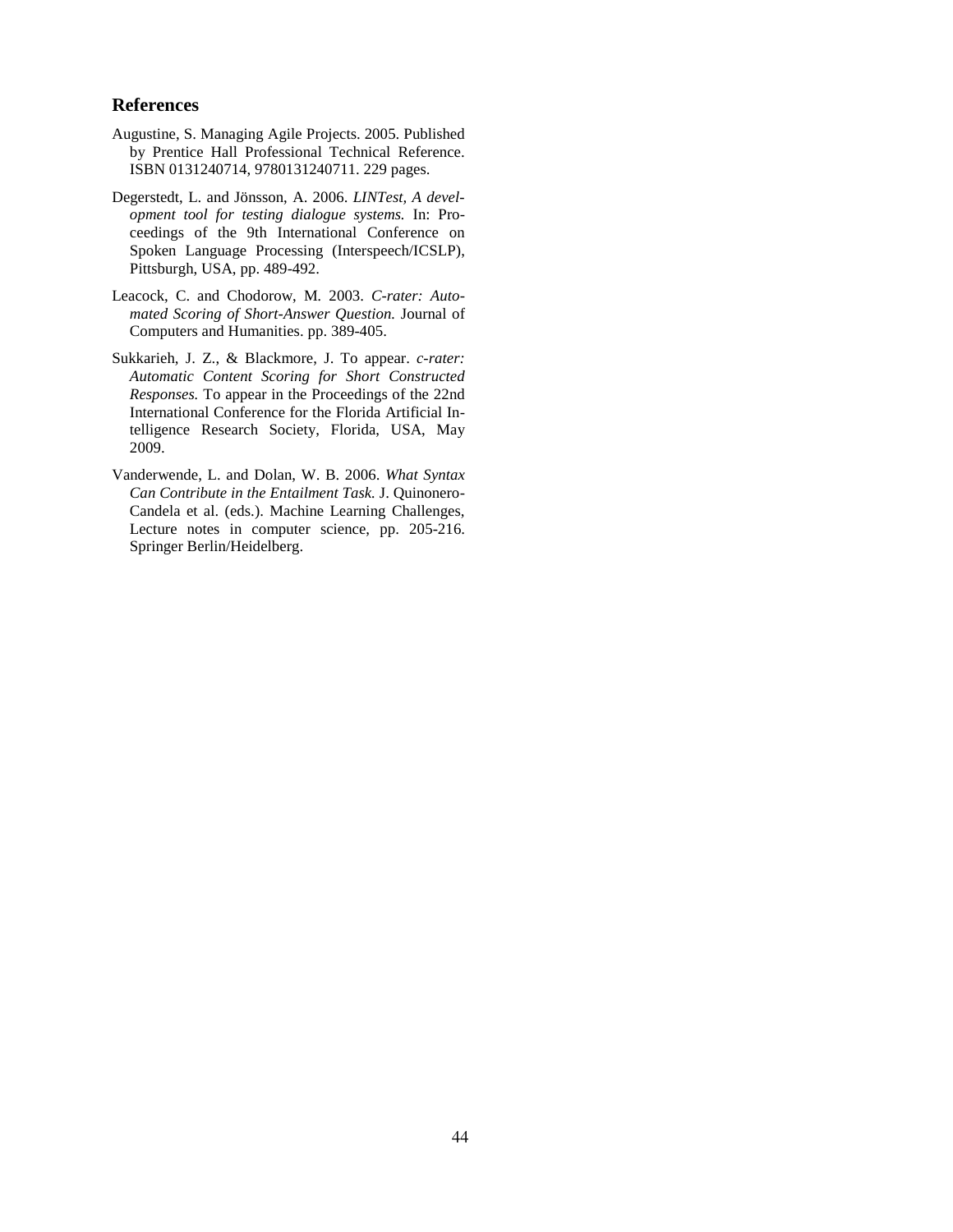## References

Augustine, S. Managing Agile Projects. 2005. Published by Prentice Hall Professional Technical Reference. ISBN 0131240714, 9780131240711. 229 pages.

Degerstedt, L. and Jönsson, A. 2006. *LINTest, A development tool for testing dialogue systems.* In: Proceedings of the 9th International Conference on Spoken Language Processing (Interspeech/ICSLP), Pittsburgh, USA, pp. 489-492.

Leacock, C. and Chodorow, M. 2003. *C-rater: Automated Scoring of Short-Answer Question.* Journal of Computers and Humanities. pp. 389-405.

Sukkarieh, J. Z., & Blackmore, J. To appear. *c-rater: Automatic Content Scoring for Short Constructed Responses.* To appear in the Proceedings of the 22nd International Conference for the Florida Artificial Intelligence Research Society, Florida, USA, May 2009.

Vanderwende, L. and Dolan, W. B. 2006. *What Syntax Can Contribute in the Entailment Task.* J. Quinonero-Candela et al. (eds.). Machine Learning Challenges, Lecture notes in computer science, pp. 205-216. Springer Berlin/Heidelberg.